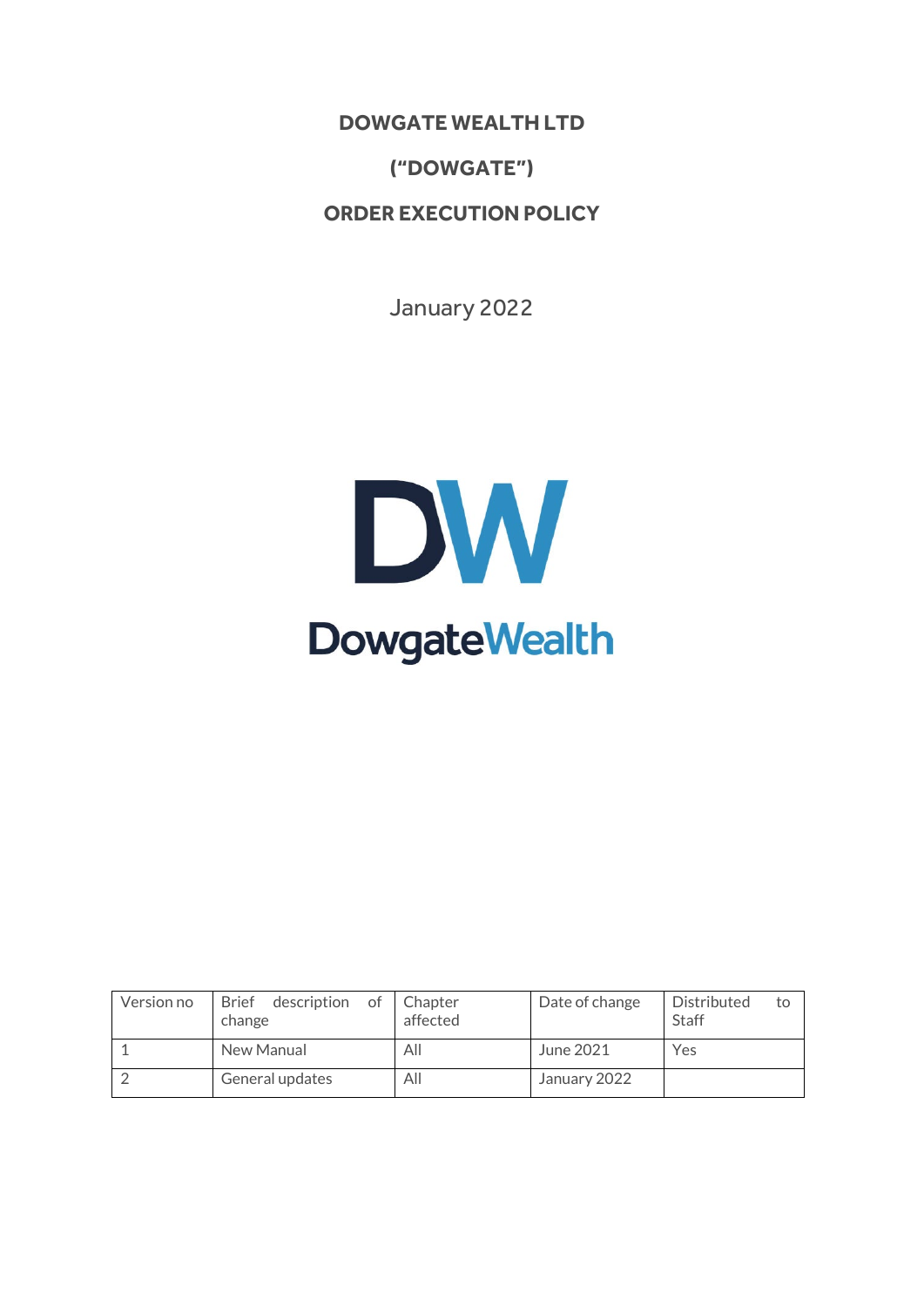# DOWGATE WEALTH LTD

# ("DOWGATE")

# ORDER EXECUTION POLICY

January 2022

| Version no | Brief description of change | Chapter affected | Date of change | Distributed to Staff |
|---|---|---|---|---|
| 1 | New Manual | All | June 2021 | Yes |
| 2 | General updates | All | January 2022 | |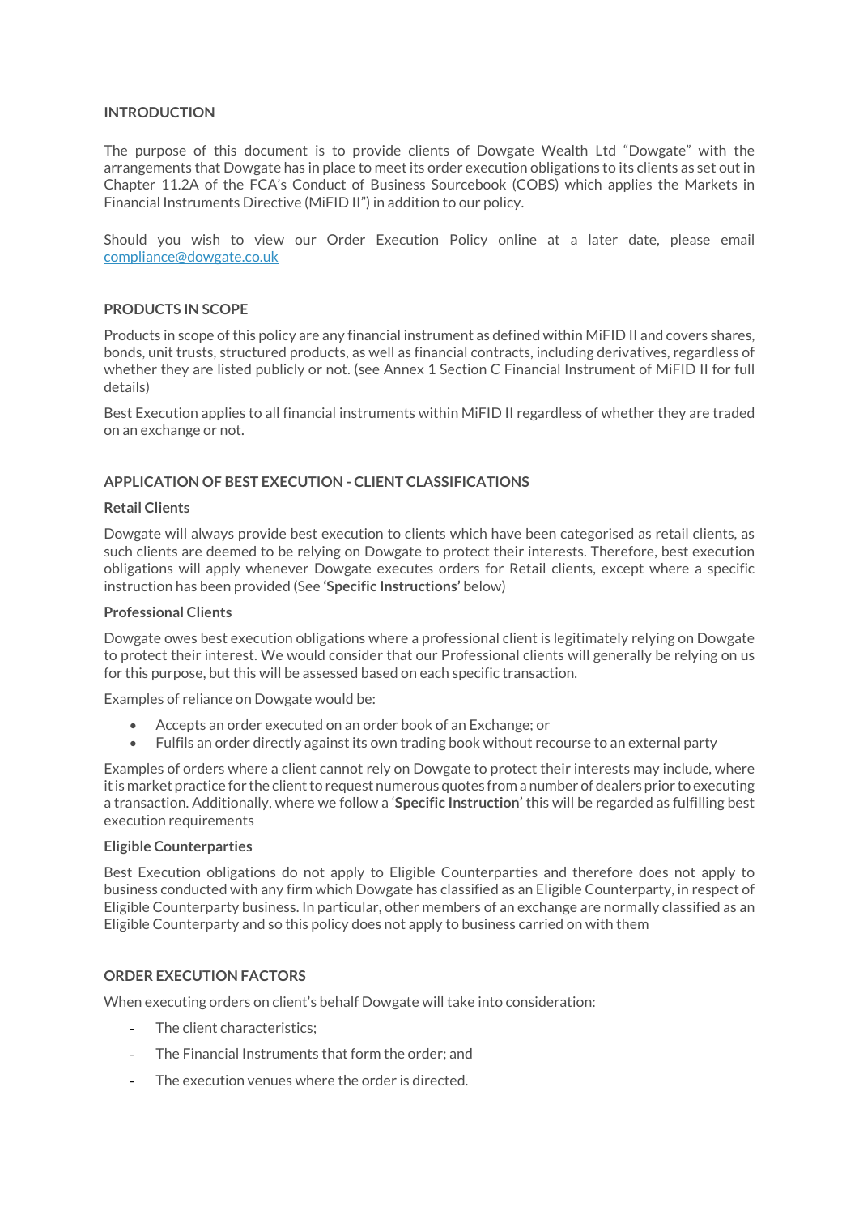## INTRODUCTION

The purpose of this document is to provide clients of Dowgate Wealth Ltd "Dowgate" with the arrangements that Dowgate has in place to meet its order execution obligations to its clients as set out in Chapter 11.2A of the FCA's Conduct of Business Sourcebook (COBS) which applies the Markets in Financial Instruments Directive (MiFID II") in addition to our policy.

Should you wish to view our Order Execution Policy online at a later date, please email compliance@dowgate.co.uk

## PRODUCTS IN SCOPE

Products in scope of this policy are any financial instrument as defined within MiFID II and covers shares, bonds, unit trusts, structured products, as well as financial contracts, including derivatives, regardless of whether they are listed publicly or not. (see Annex 1 Section C Financial Instrument of MiFID II for full details)

Best Execution applies to all financial instruments within MiFID II regardless of whether they are traded on an exchange or not.

## APPLICATION OF BEST EXECUTION - CLIENT CLASSIFICATIONS

### Retail Clients

Dowgate will always provide best execution to clients which have been categorised as retail clients, as such clients are deemed to be relying on Dowgate to protect their interests. Therefore, best execution obligations will apply whenever Dowgate executes orders for Retail clients, except where a specific instruction has been provided (See **'Specific Instructions'** below)

### Professional Clients

Dowgate owes best execution obligations where a professional client is legitimately relying on Dowgate to protect their interest. We would consider that our Professional clients will generally be relying on us for this purpose, but this will be assessed based on each specific transaction.

Examples of reliance on Dowgate would be:

- Accepts an order executed on an order book of an Exchange; or
- Fulfils an order directly against its own trading book without recourse to an external party

Examples of orders where a client cannot rely on Dowgate to protect their interests may include, where it is market practice for the client to request numerous quotes from a number of dealers prior to executing a transaction. Additionally, where we follow a '**Specific Instruction**' this will be regarded as fulfilling best execution requirements

### Eligible Counterparties

Best Execution obligations do not apply to Eligible Counterparties and therefore does not apply to business conducted with any firm which Dowgate has classified as an Eligible Counterparty, in respect of Eligible Counterparty business. In particular, other members of an exchange are normally classified as an Eligible Counterparty and so this policy does not apply to business carried on with them

## ORDER EXECUTION FACTORS

When executing orders on client's behalf Dowgate will take into consideration:

- The client characteristics;
- The Financial Instruments that form the order; and
- The execution venues where the order is directed.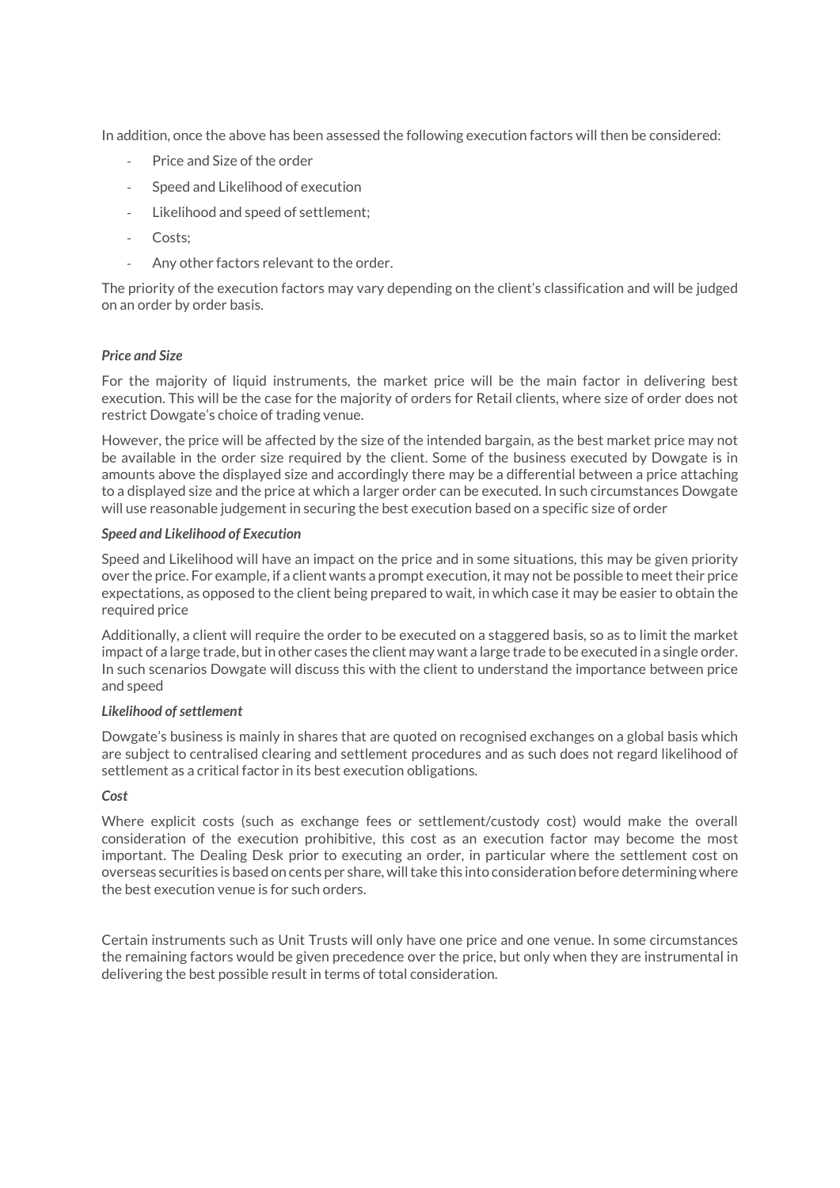In addition, once the above has been assessed the following execution factors will then be considered:

- Price and Size of the order
- Speed and Likelihood of execution
- Likelihood and speed of settlement;
- Costs;
- Any other factors relevant to the order.

The priority of the execution factors may vary depending on the client's classification and will be judged on an order by order basis.

***Price and Size***

For the majority of liquid instruments, the market price will be the main factor in delivering best execution. This will be the case for the majority of orders for Retail clients, where size of order does not restrict Dowgate's choice of trading venue.

However, the price will be affected by the size of the intended bargain, as the best market price may not be available in the order size required by the client. Some of the business executed by Dowgate is in amounts above the displayed size and accordingly there may be a differential between a price attaching to a displayed size and the price at which a larger order can be executed. In such circumstances Dowgate will use reasonable judgement in securing the best execution based on a specific size of order

***Speed and Likelihood of Execution***

Speed and Likelihood will have an impact on the price and in some situations, this may be given priority over the price. For example, if a client wants a prompt execution, it may not be possible to meet their price expectations, as opposed to the client being prepared to wait, in which case it may be easier to obtain the required price

Additionally, a client will require the order to be executed on a staggered basis, so as to limit the market impact of a large trade, but in other cases the client may want a large trade to be executed in a single order. In such scenarios Dowgate will discuss this with the client to understand the importance between price and speed

***Likelihood of settlement***

Dowgate's business is mainly in shares that are quoted on recognised exchanges on a global basis which are subject to centralised clearing and settlement procedures and as such does not regard likelihood of settlement as a critical factor in its best execution obligations.

***Cost***

Where explicit costs (such as exchange fees or settlement/custody cost) would make the overall consideration of the execution prohibitive, this cost as an execution factor may become the most important. The Dealing Desk prior to executing an order, in particular where the settlement cost on overseas securities is based on cents per share, will take this into consideration before determining where the best execution venue is for such orders.

Certain instruments such as Unit Trusts will only have one price and one venue. In some circumstances the remaining factors would be given precedence over the price, but only when they are instrumental in delivering the best possible result in terms of total consideration.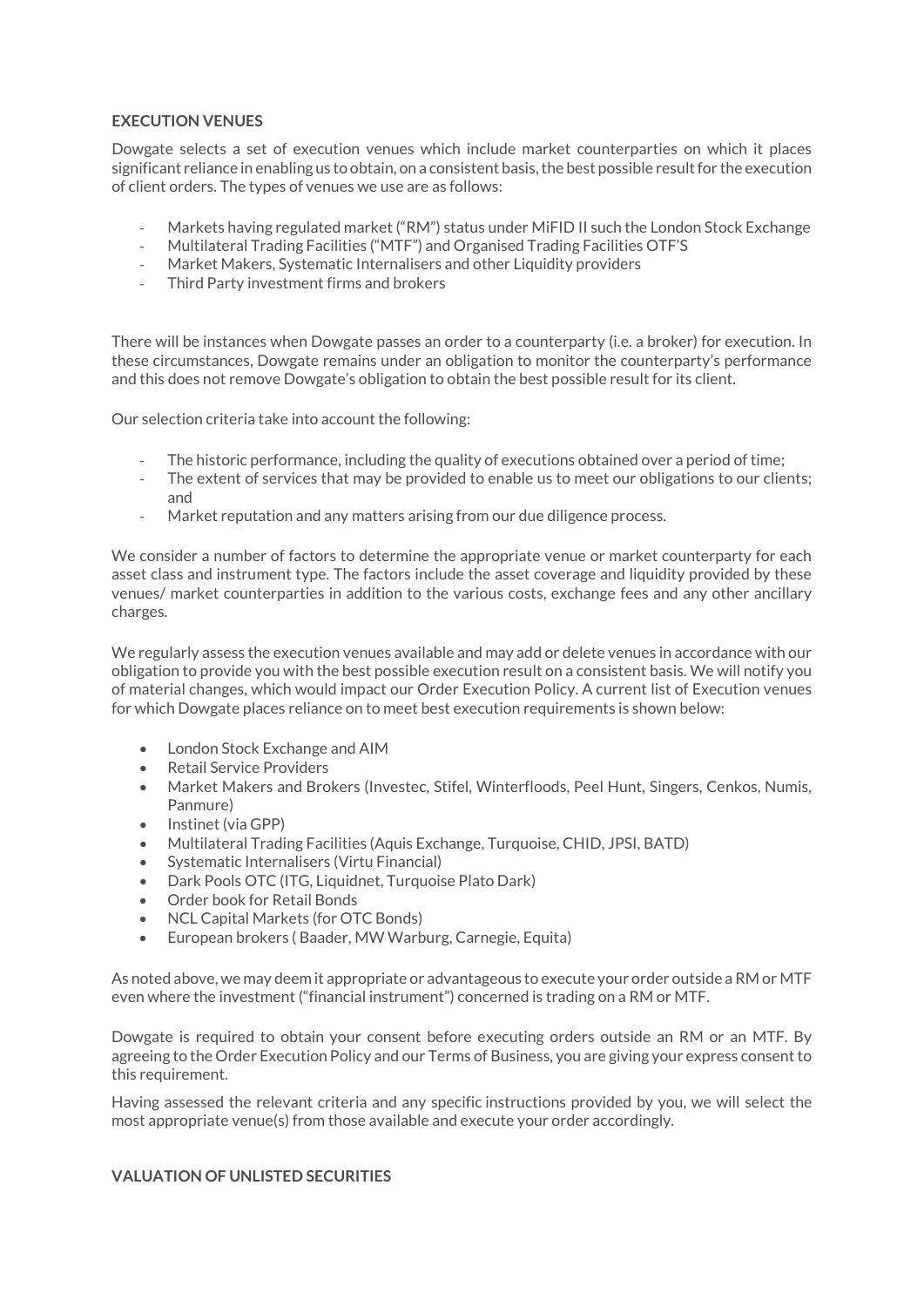## EXECUTION VENUES

Dowgate selects a set of execution venues which include market counterparties on which it places significant reliance in enabling us to obtain, on a consistent basis, the best possible result for the execution of client orders. The types of venues we use are as follows:

- Markets having regulated market ("RM") status under MiFID II such the London Stock Exchange
- Multilateral Trading Facilities ("MTF") and Organised Trading Facilities OTF'S
- Market Makers, Systematic Internalisers and other Liquidity providers
- Third Party investment firms and brokers

There will be instances when Dowgate passes an order to a counterparty (i.e. a broker) for execution. In these circumstances, Dowgate remains under an obligation to monitor the counterparty's performance and this does not remove Dowgate's obligation to obtain the best possible result for its client.

Our selection criteria take into account the following:

- The historic performance, including the quality of executions obtained over a period of time;
- The extent of services that may be provided to enable us to meet our obligations to our clients; and
- Market reputation and any matters arising from our due diligence process.

We consider a number of factors to determine the appropriate venue or market counterparty for each asset class and instrument type. The factors include the asset coverage and liquidity provided by these venues/ market counterparties in addition to the various costs, exchange fees and any other ancillary charges.

We regularly assess the execution venues available and may add or delete venues in accordance with our obligation to provide you with the best possible execution result on a consistent basis. We will notify you of material changes, which would impact our Order Execution Policy. A current list of Execution venues for which Dowgate places reliance on to meet best execution requirements is shown below:

- London Stock Exchange and AIM
- Retail Service Providers
- Market Makers and Brokers (Investec, Stifel, Winterfloods, Peel Hunt, Singers, Cenkos, Numis, Panmure)
- Instinet (via GPP)
- Multilateral Trading Facilities (Aquis Exchange, Turquoise, CHID, JPSI, BATD)
- Systematic Internalisers (Virtu Financial)
- Dark Pools OTC (ITG, Liquidnet, Turquoise Plato Dark)
- Order book for Retail Bonds
- NCL Capital Markets (for OTC Bonds)
- European brokers ( Baader, MW Warburg, Carnegie, Equita)

As noted above, we may deem it appropriate or advantageous to execute your order outside a RM or MTF even where the investment ("financial instrument") concerned is trading on a RM or MTF.

Dowgate is required to obtain your consent before executing orders outside an RM or an MTF. By agreeing to the Order Execution Policy and our Terms of Business, you are giving your express consent to this requirement.

Having assessed the relevant criteria and any specific instructions provided by you, we will select the most appropriate venue(s) from those available and execute your order accordingly.

## VALUATION OF UNLISTED SECURITIES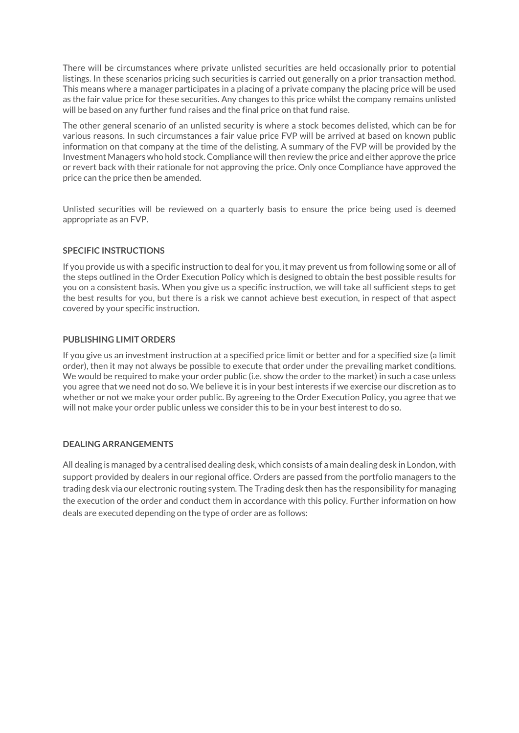There will be circumstances where private unlisted securities are held occasionally prior to potential listings. In these scenarios pricing such securities is carried out generally on a prior transaction method. This means where a manager participates in a placing of a private company the placing price will be used as the fair value price for these securities. Any changes to this price whilst the company remains unlisted will be based on any further fund raises and the final price on that fund raise.

The other general scenario of an unlisted security is where a stock becomes delisted, which can be for various reasons. In such circumstances a fair value price FVP will be arrived at based on known public information on that company at the time of the delisting. A summary of the FVP will be provided by the Investment Managers who hold stock. Compliance will then review the price and either approve the price or revert back with their rationale for not approving the price. Only once Compliance have approved the price can the price then be amended.

Unlisted securities will be reviewed on a quarterly basis to ensure the price being used is deemed appropriate as an FVP.

**SPECIFIC INSTRUCTIONS**

If you provide us with a specific instruction to deal for you, it may prevent us from following some or all of the steps outlined in the Order Execution Policy which is designed to obtain the best possible results for you on a consistent basis. When you give us a specific instruction, we will take all sufficient steps to get the best results for you, but there is a risk we cannot achieve best execution, in respect of that aspect covered by your specific instruction.

**PUBLISHING LIMIT ORDERS**

If you give us an investment instruction at a specified price limit or better and for a specified size (a limit order), then it may not always be possible to execute that order under the prevailing market conditions. We would be required to make your order public (i.e. show the order to the market) in such a case unless you agree that we need not do so. We believe it is in your best interests if we exercise our discretion as to whether or not we make your order public. By agreeing to the Order Execution Policy, you agree that we will not make your order public unless we consider this to be in your best interest to do so.

**DEALING ARRANGEMENTS**

All dealing is managed by a centralised dealing desk, which consists of a main dealing desk in London, with support provided by dealers in our regional office. Orders are passed from the portfolio managers to the trading desk via our electronic routing system. The Trading desk then has the responsibility for managing the execution of the order and conduct them in accordance with this policy. Further information on how deals are executed depending on the type of order are as follows: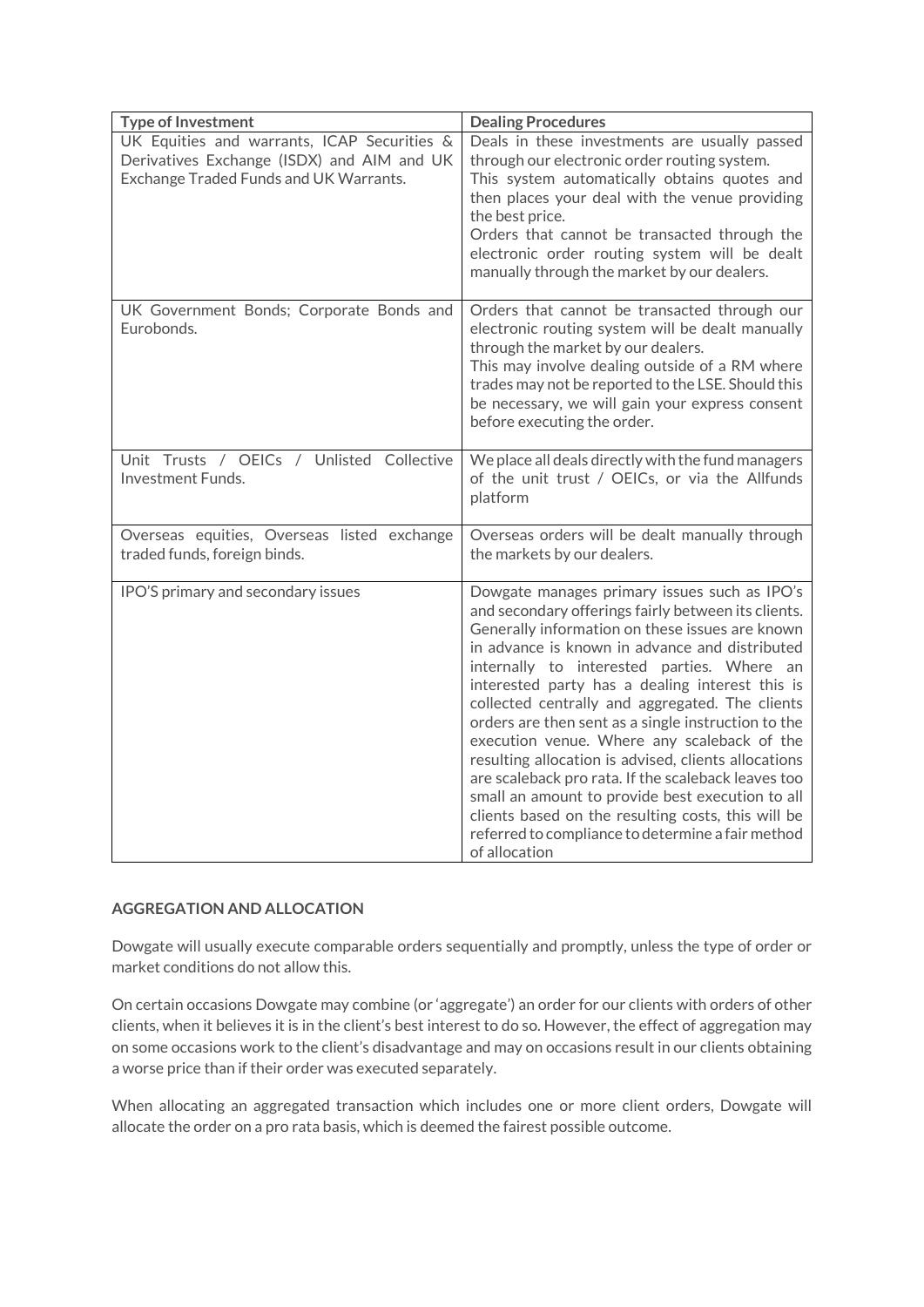| Type of Investment | Dealing Procedures |
| --- | --- |
| UK Equities and warrants, ICAP Securities & Derivatives Exchange (ISDX) and AIM and UK Exchange Traded Funds and UK Warrants. | Deals in these investments are usually passed through our electronic order routing system. This system automatically obtains quotes and then places your deal with the venue providing the best price. Orders that cannot be transacted through the electronic order routing system will be dealt manually through the market by our dealers. |
| UK Government Bonds; Corporate Bonds and Eurobonds. | Orders that cannot be transacted through our electronic routing system will be dealt manually through the market by our dealers. This may involve dealing outside of a RM where trades may not be reported to the LSE. Should this be necessary, we will gain your express consent before executing the order. |
| Unit Trusts / OEICs / Unlisted Collective Investment Funds. | We place all deals directly with the fund managers of the unit trust / OEICs, or via the Allfunds platform |
| Overseas equities, Overseas listed exchange traded funds, foreign binds. | Overseas orders will be dealt manually through the markets by our dealers. |
| IPO'S primary and secondary issues | Dowgate manages primary issues such as IPO's and secondary offerings fairly between its clients. Generally information on these issues are known in advance is known in advance and distributed internally to interested parties. Where an interested party has a dealing interest this is collected centrally and aggregated. The clients orders are then sent as a single instruction to the execution venue. Where any scaleback of the resulting allocation is advised, clients allocations are scaleback pro rata. If the scaleback leaves too small an amount to provide best execution to all clients based on the resulting costs, this will be referred to compliance to determine a fair method of allocation |

**AGGREGATION AND ALLOCATION**

Dowgate will usually execute comparable orders sequentially and promptly, unless the type of order or market conditions do not allow this.

On certain occasions Dowgate may combine (or 'aggregate') an order for our clients with orders of other clients, when it believes it is in the client's best interest to do so. However, the effect of aggregation may on some occasions work to the client's disadvantage and may on occasions result in our clients obtaining a worse price than if their order was executed separately.

When allocating an aggregated transaction which includes one or more client orders, Dowgate will allocate the order on a pro rata basis, which is deemed the fairest possible outcome.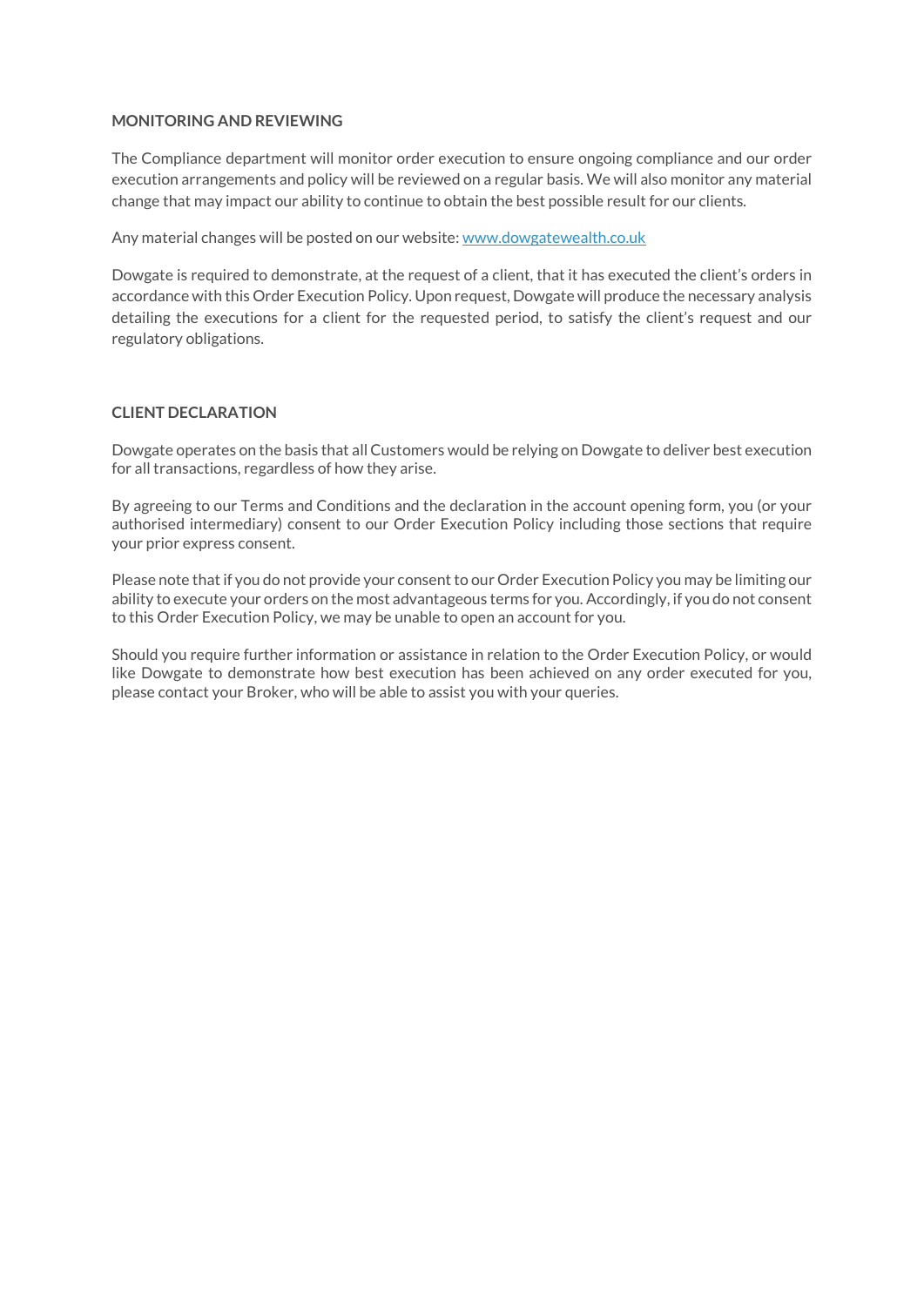**MONITORING AND REVIEWING**

The Compliance department will monitor order execution to ensure ongoing compliance and our order execution arrangements and policy will be reviewed on a regular basis. We will also monitor any material change that may impact our ability to continue to obtain the best possible result for our clients.

Any material changes will be posted on our website: [www.dowgatewealth.co.uk](www.dowgatewealth.co.uk)

Dowgate is required to demonstrate, at the request of a client, that it has executed the client's orders in accordance with this Order Execution Policy. Upon request, Dowgate will produce the necessary analysis detailing the executions for a client for the requested period, to satisfy the client's request and our regulatory obligations.

**CLIENT DECLARATION**

Dowgate operates on the basis that all Customers would be relying on Dowgate to deliver best execution for all transactions, regardless of how they arise.

By agreeing to our Terms and Conditions and the declaration in the account opening form, you (or your authorised intermediary) consent to our Order Execution Policy including those sections that require your prior express consent.

Please note that if you do not provide your consent to our Order Execution Policy you may be limiting our ability to execute your orders on the most advantageous terms for you. Accordingly, if you do not consent to this Order Execution Policy, we may be unable to open an account for you.

Should you require further information or assistance in relation to the Order Execution Policy, or would like Dowgate to demonstrate how best execution has been achieved on any order executed for you, please contact your Broker, who will be able to assist you with your queries.